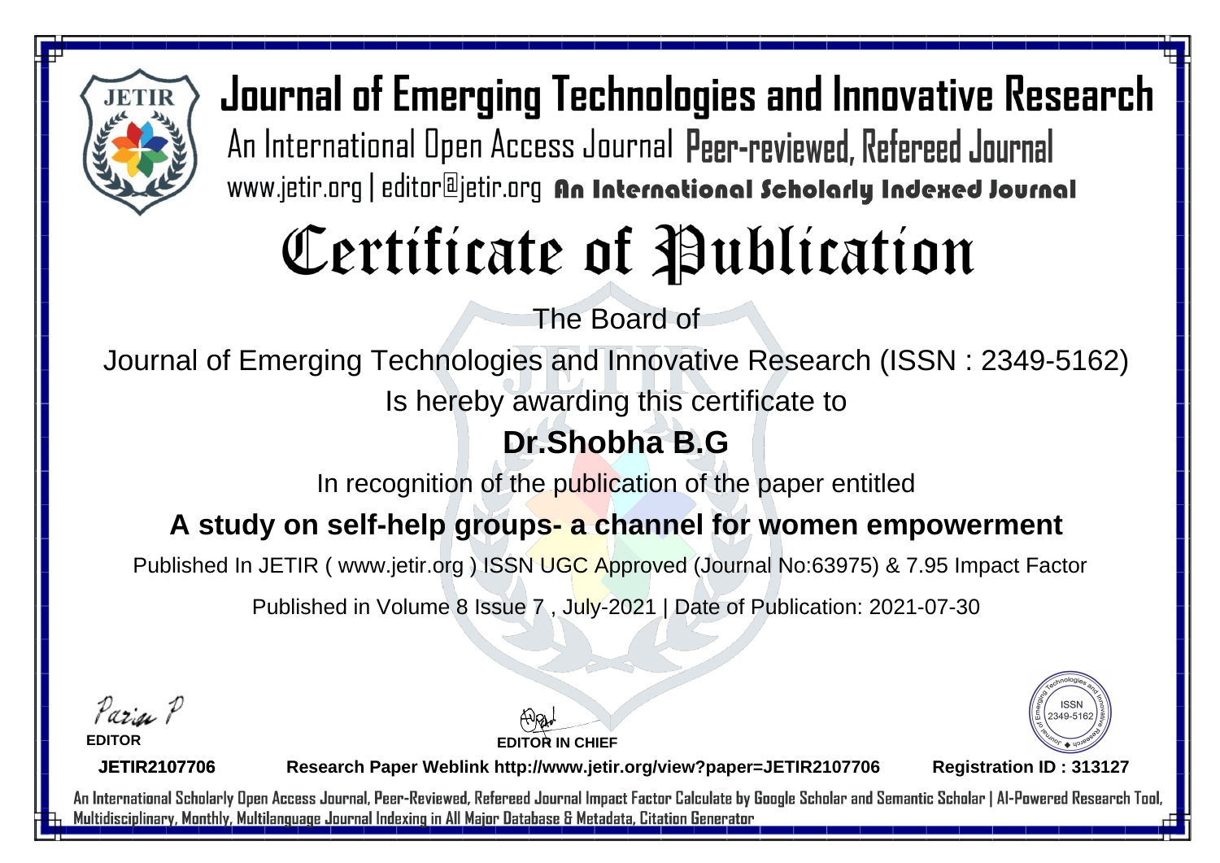# Journal of Emerging Technologies and Innovative Research

An International Open Access Journal Peer-reviewed, Refereed Journal

www.jetir.org | editor@jetir.org An International Scholarly Indexed Journal

# Certificate of Publication

The Board of

Journal of Emerging Technologies and Innovative Research (ISSN : 2349-5162)

Is hereby awarding this certificate to

## Dr.Shobha B.G

In recognition of the publication of the paper entitled

## A study on self-help groups- a channel for women empowerment

Published In JETIR ( www.jetir.org ) ISSN UGC Approved (Journal No:63975) & 7.95 Impact Factor

Published in Volume 8 Issue 7 , July-2021 | Date of Publication: 2021-07-30

**EDITOR**

**EDITOR IN CHIEF**

ISSN 2349-5162

**JETIR2107706** **Research Paper Weblink http://www.jetir.org/view?paper=JETIR2107706** **Registration ID : 313127**

An International Scholarly Open Access Journal, Peer-Reviewed, Refereed Journal Impact Factor Calculate by Google Scholar and Semantic Scholar | AI-Powered Research Tool, Multidisciplinary, Monthly, Multilanguage Journal Indexing in All Major Database & Metadata, Citation Generator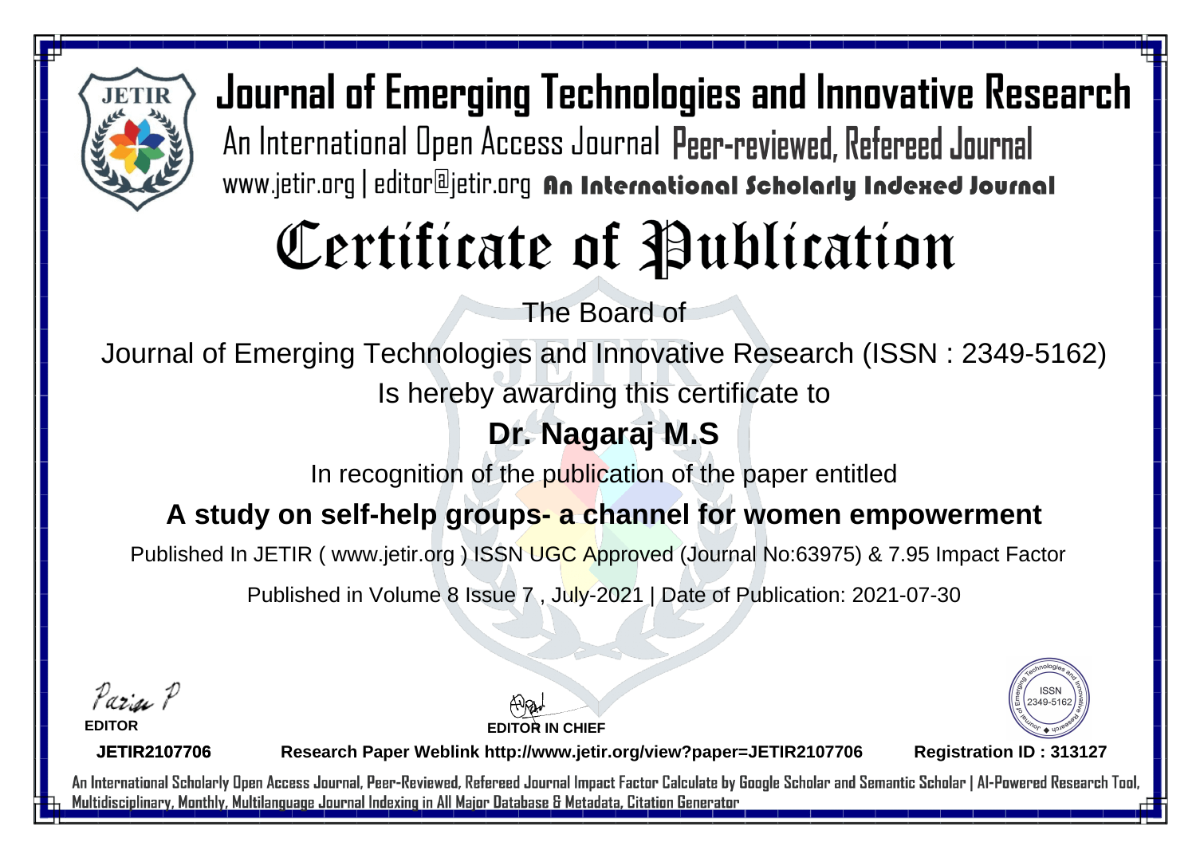# Journal of Emerging Technologies and Innovative Research

An International Open Access Journal Peer-reviewed, Refereed Journal

www.jetir.org | editor@jetir.org An International Scholarly Indexed Journal

# Certificate of Publication

The Board of

Journal of Emerging Technologies and Innovative Research (ISSN : 2349-5162)

Is hereby awarding this certificate to

## Dr. Nagaraj M.S

In recognition of the publication of the paper entitled

## A study on self-help groups- a channel for women empowerment

Published In JETIR ( www.jetir.org ) ISSN UGC Approved (Journal No:63975) & 7.95 Impact Factor

Published in Volume 8 Issue 7 , July-2021 | Date of Publication: 2021-07-30

**EDITOR**

**EDITOR IN CHIEF**

ISSN 2349-5162

**JETIR2107706** **Research Paper Weblink http://www.jetir.org/view?paper=JETIR2107706** **Registration ID : 313127**

An International Scholarly Open Access Journal, Peer-Reviewed, Refereed Journal Impact Factor Calculate by Google Scholar and Semantic Scholar | AI-Powered Research Tool, Multidisciplinary, Monthly, Multilanguage Journal Indexing in All Major Database & Metadata, Citation Generator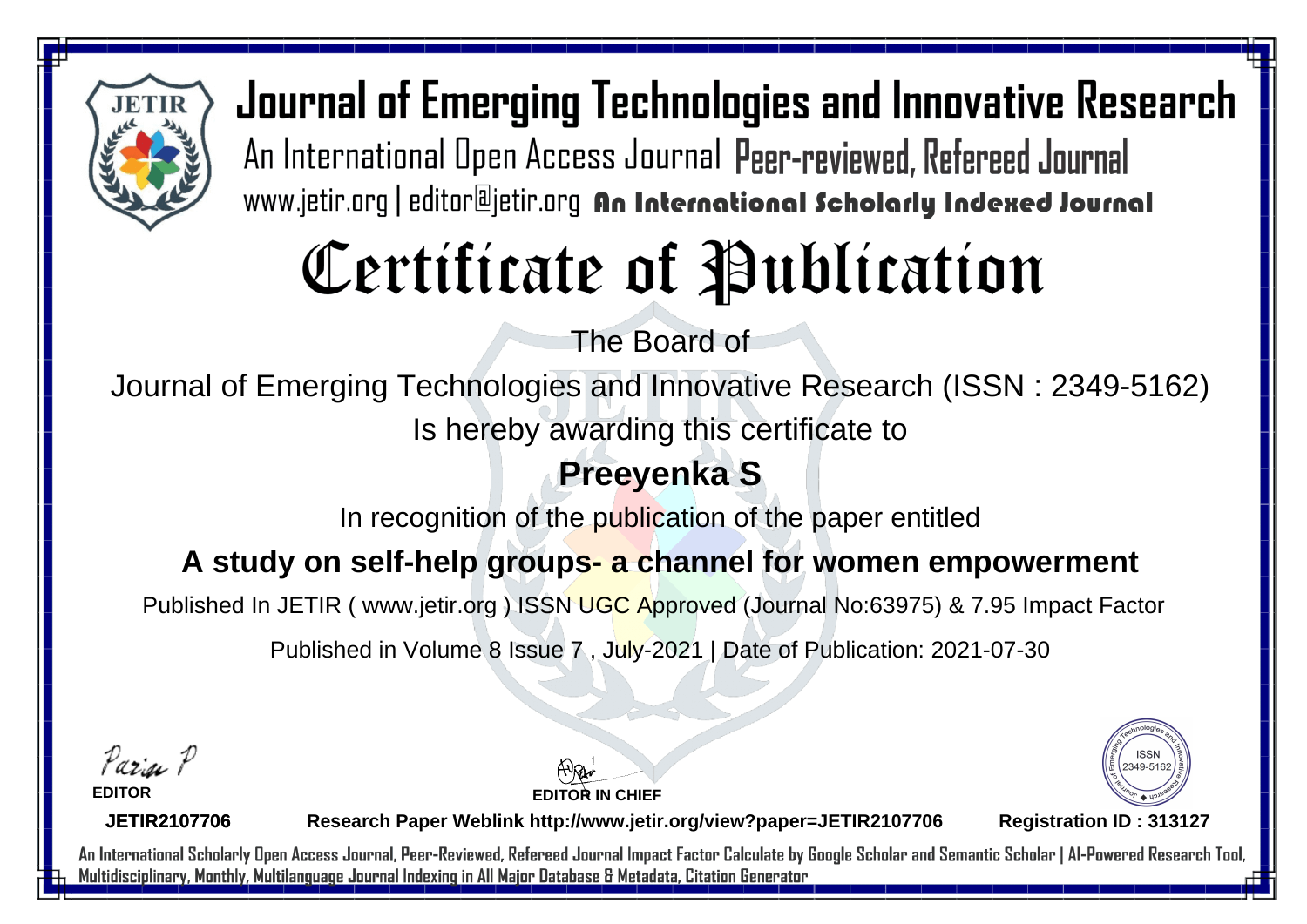# Journal of Emerging Technologies and Innovative Research

An International Open Access Journal Peer-reviewed, Refereed Journal

www.jetir.org | editor@jetir.org An International Scholarly Indexed Journal

# Certificate of Publication

The Board of

Journal of Emerging Technologies and Innovative Research (ISSN : 2349-5162)

Is hereby awarding this certificate to

## Preeyenka S

In recognition of the publication of the paper entitled

## A study on self-help groups- a channel for women empowerment

Published In JETIR ( www.jetir.org ) ISSN UGC Approved (Journal No:63975) & 7.95 Impact Factor

Published in Volume 8 Issue 7 , July-2021 | Date of Publication: 2021-07-30

EDITOR

EDITOR IN CHIEF

ISSN 2349-5162

**JETIR2107706** **Research Paper Weblink http://www.jetir.org/view?paper=JETIR2107706** **Registration ID : 313127**

An International Scholarly Open Access Journal, Peer-Reviewed, Refereed Journal Impact Factor Calculate by Google Scholar and Semantic Scholar | AI-Powered Research Tool, Multidisciplinary, Monthly, Multilanguage Journal Indexing in All Major Database & Metadata, Citation Generator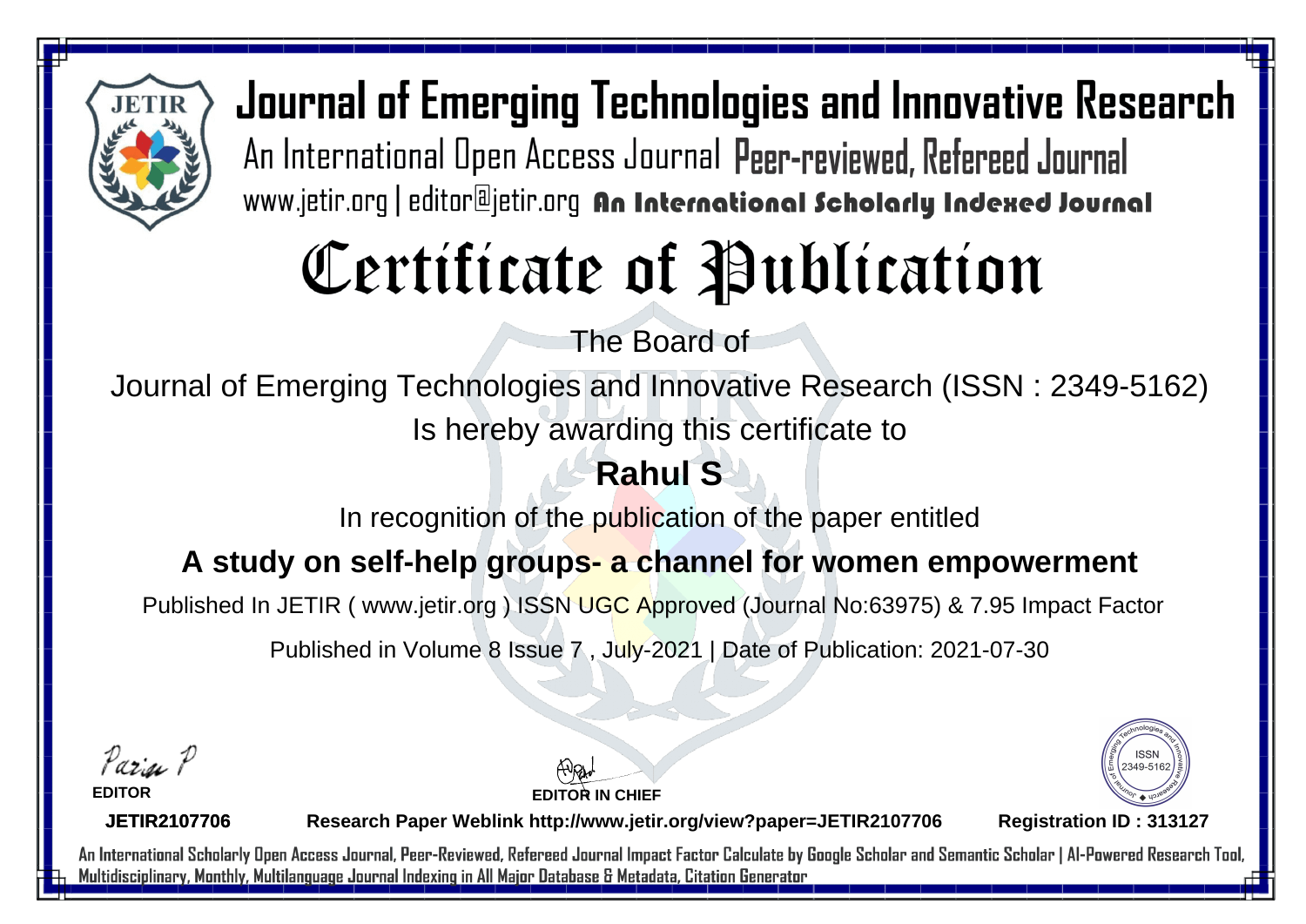# Journal of Emerging Technologies and Innovative Research

An International Open Access Journal Peer-reviewed, Refereed Journal

www.jetir.org | editor@jetir.org An International Scholarly Indexed Journal

# Certificate of Publication

The Board of

Journal of Emerging Technologies and Innovative Research (ISSN : 2349-5162)

Is hereby awarding this certificate to

**Rahul S**

In recognition of the publication of the paper entitled

**A study on self-help groups- a channel for women empowerment**

Published In JETIR ( www.jetir.org ) ISSN UGC Approved (Journal No:63975) & 7.95 Impact Factor

Published in Volume 8 Issue 7 , July-2021 | Date of Publication: 2021-07-30

**EDITOR**

**EDITOR IN CHIEF**

ISSN 2349-5162

**JETIR2107706** **Research Paper Weblink http://www.jetir.org/view?paper=JETIR2107706** **Registration ID : 313127**

An International Scholarly Open Access Journal, Peer-Reviewed, Refereed Journal Impact Factor Calculate by Google Scholar and Semantic Scholar | AI-Powered Research Tool, Multidisciplinary, Monthly, Multilanguage Journal Indexing in All Major Database & Metadata, Citation Generator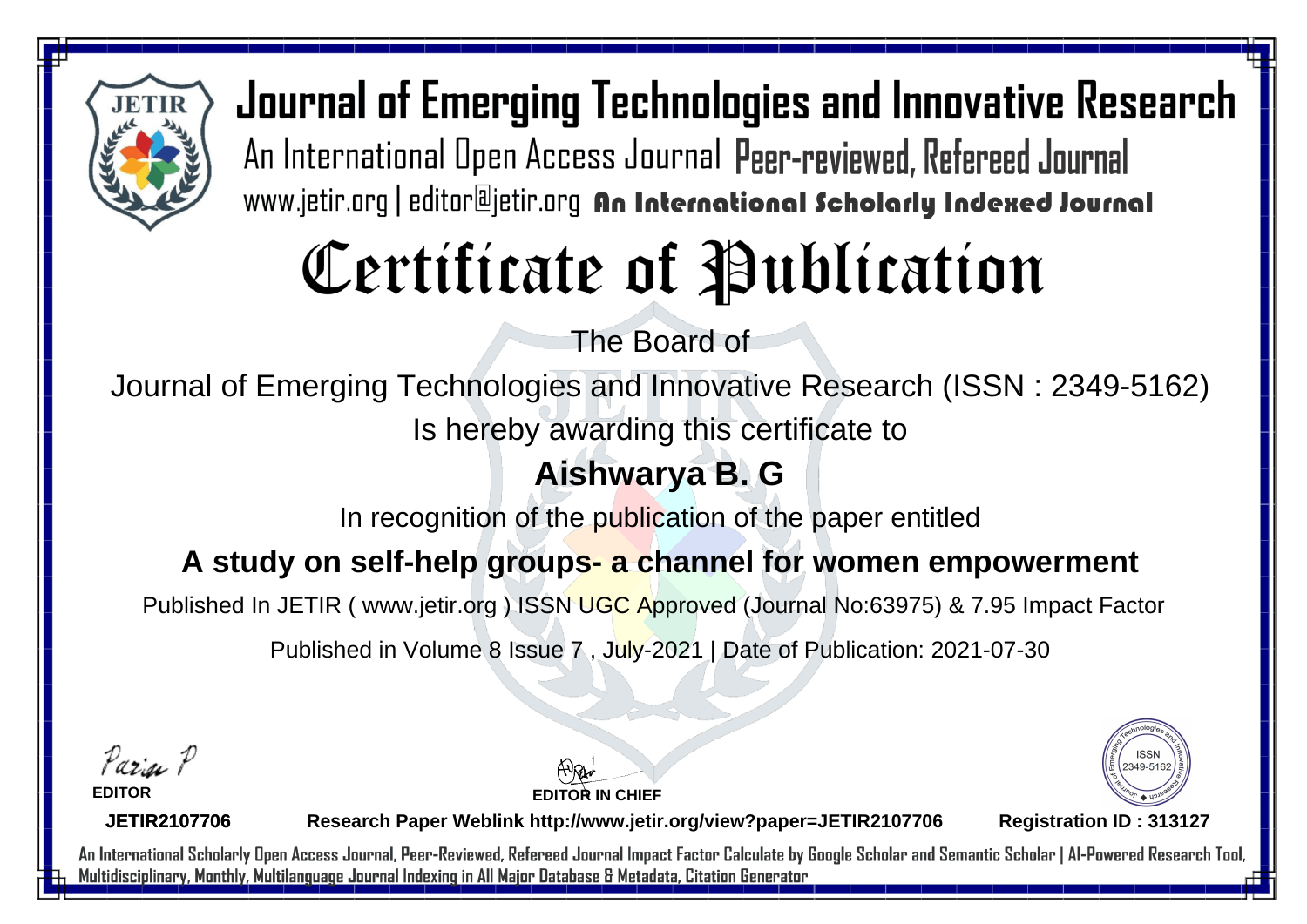# Journal of Emerging Technologies and Innovative Research

An International Open Access Journal Peer-reviewed, Refereed Journal

www.jetir.org | editor@jetir.org An International Scholarly Indexed Journal

# Certificate of Publication

The Board of

Journal of Emerging Technologies and Innovative Research (ISSN : 2349-5162)

Is hereby awarding this certificate to

**Aishwarya B. G**

In recognition of the publication of the paper entitled

**A study on self-help groups- a channel for women empowerment**

Published In JETIR ( www.jetir.org ) ISSN UGC Approved (Journal No:63975) & 7.95 Impact Factor

Published in Volume 8 Issue 7 , July-2021 | Date of Publication: 2021-07-30

**EDITOR**

**EDITOR IN CHIEF**

ISSN 2349-5162

**JETIR2107706** **Research Paper Weblink http://www.jetir.org/view?paper=JETIR2107706** **Registration ID : 313127**

An International Scholarly Open Access Journal, Peer-Reviewed, Refereed Journal Impact Factor Calculate by Google Scholar and Semantic Scholar | AI-Powered Research Tool, Multidisciplinary, Monthly, Multilanguage Journal Indexing in All Major Database & Metadata, Citation Generator